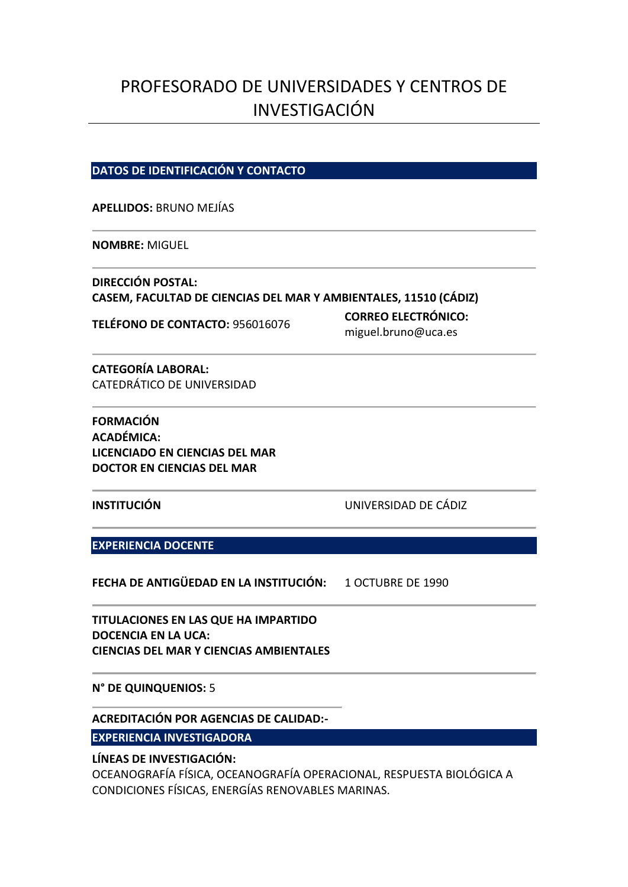# PROFESORADO DE UNIVERSIDADES Y CENTROS DE INVESTIGACIÓN

## DATOS DE IDENTIFICACIÓN Y CONTACTO

**APELLIDOS:** BRUNO MEJÍAS

**NOMBRE:** MIGUEL

**DIRECCIÓN POSTAL:**
**CASEM, FACULTAD DE CIENCIAS DEL MAR Y AMBIENTALES, 11510 (CÁDIZ)**

**TELÉFONO DE CONTACTO:** 956016076

**CORREO ELECTRÓNICO:** miguel.bruno@uca.es

**CATEGORÍA LABORAL:**
CATEDRÁTICO DE UNIVERSIDAD

**FORMACIÓN ACADÉMICA:**
**LICENCIADO EN CIENCIAS DEL MAR**
**DOCTOR EN CIENCIAS DEL MAR**

**INSTITUCIÓN** UNIVERSIDAD DE CÁDIZ

## EXPERIENCIA DOCENTE

**FECHA DE ANTIGÜEDAD EN LA INSTITUCIÓN:** 1 OCTUBRE DE 1990

**TITULACIONES EN LAS QUE HA IMPARTIDO DOCENCIA EN LA UCA:**
**CIENCIAS DEL MAR Y CIENCIAS AMBIENTALES**

**N° DE QUINQUENIOS:** 5

**ACREDITACIÓN POR AGENCIAS DE CALIDAD:-**

## EXPERIENCIA INVESTIGADORA

**LÍNEAS DE INVESTIGACIÓN:**
OCEANOGRAFÍA FÍSICA, OCEANOGRAFÍA OPERACIONAL, RESPUESTA BIOLÓGICA A CONDICIONES FÍSICAS, ENERGÍAS RENOVABLES MARINAS.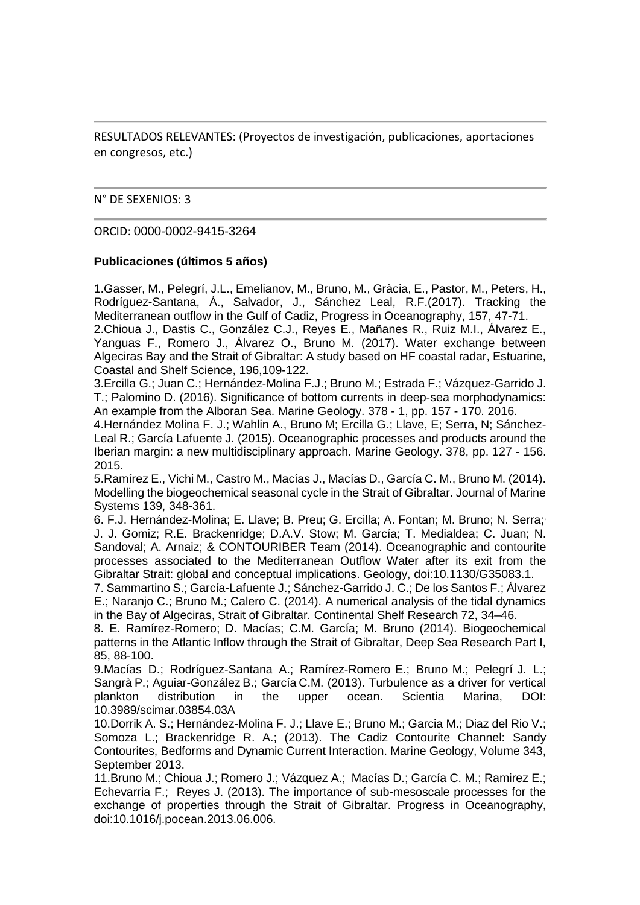RESULTADOS RELEVANTES: (Proyectos de investigación, publicaciones, aportaciones en congresos, etc.)

---

N° DE SEXENIOS: 3

---

ORCID: 0000-0002-9415-3264

**Publicaciones (últimos 5 años)**

1.Gasser, M., Pelegrí, J.L., Emelianov, M., Bruno, M., Gràcia, E., Pastor, M., Peters, H., Rodríguez-Santana, Á., Salvador, J., Sánchez Leal, R.F.(2017). Tracking the Mediterranean outflow in the Gulf of Cadiz, Progress in Oceanography, 157, 47-71.
2.Chioua J., Dastis C., González C.J., Reyes E., Mañanes R., Ruiz M.I., Álvarez E., Yanguas F., Romero J., Álvarez O., Bruno M. (2017). Water exchange between Algeciras Bay and the Strait of Gibraltar: A study based on HF coastal radar, Estuarine, Coastal and Shelf Science, 196,109-122.
3.Ercilla G.; Juan C.; Hernández-Molina F.J.; Bruno M.; Estrada F.; Vázquez-Garrido J. T.; Palomino D. (2016). Significance of bottom currents in deep-sea morphodynamics: An example from the Alboran Sea. Marine Geology. 378 - 1, pp. 157 - 170. 2016.
4.Hernández Molina F. J.; Wahlin A., Bruno M; Ercilla G.; Llave, E; Serra, N; Sánchez-Leal R.; García Lafuente J. (2015). Oceanographic processes and products around the Iberian margin: a new multidisciplinary approach. Marine Geology. 378, pp. 127 - 156. 2015.
5.Ramírez E., Vichi M., Castro M., Macías J., Macías D., García C. M., Bruno M. (2014). Modelling the biogeochemical seasonal cycle in the Strait of Gibraltar. Journal of Marine Systems 139, 348-361.
6. F.J. Hernández-Molina; E. Llave; B. Preu; G. Ercilla; A. Fontan; M. Bruno; N. Serra; J. J. Gomiz; R.E. Brackenridge; D.A.V. Stow; M. García; T. Medialdea; C. Juan; N. Sandoval; A. Arnaiz; & CONTOURIBER Team (2014). Oceanographic and contourite processes associated to the Mediterranean Outflow Water after its exit from the Gibraltar Strait: global and conceptual implications. Geology, doi:10.1130/G35083.1.
7. Sammartino S.; García-Lafuente J.; Sánchez-Garrido J. C.; De los Santos F.; Álvarez E.; Naranjo C.; Bruno M.; Calero C. (2014). A numerical analysis of the tidal dynamics in the Bay of Algeciras, Strait of Gibraltar. Continental Shelf Research 72, 34–46.
8. E. Ramírez-Romero; D. Macías; C.M. García; M. Bruno (2014). Biogeochemical patterns in the Atlantic Inflow through the Strait of Gibraltar, Deep Sea Research Part I, 85, 88-100.
9.Macías D.; Rodríguez-Santana A.; Ramírez-Romero E.; Bruno M.; Pelegrí J. L.; Sangrà P.; Aguiar-González B.; García C.M. (2013). Turbulence as a driver for vertical plankton distribution in the upper ocean. Scientia Marina, DOI: 10.3989/scimar.03854.03A
10.Dorrik A. S.; Hernández-Molina F. J.; Llave E.; Bruno M.; Garcia M.; Diaz del Rio V.; Somoza L.; Brackenridge R. A.; (2013). The Cadiz Contourite Channel: Sandy Contourites, Bedforms and Dynamic Current Interaction. Marine Geology, Volume 343, September 2013.
11.Bruno M.; Chioua J.; Romero J.; Vázquez A.; Macías D.; García C. M.; Ramirez E.; Echevarria F.; Reyes J. (2013). The importance of sub-mesoscale processes for the exchange of properties through the Strait of Gibraltar. Progress in Oceanography, doi:10.1016/j.pocean.2013.06.006.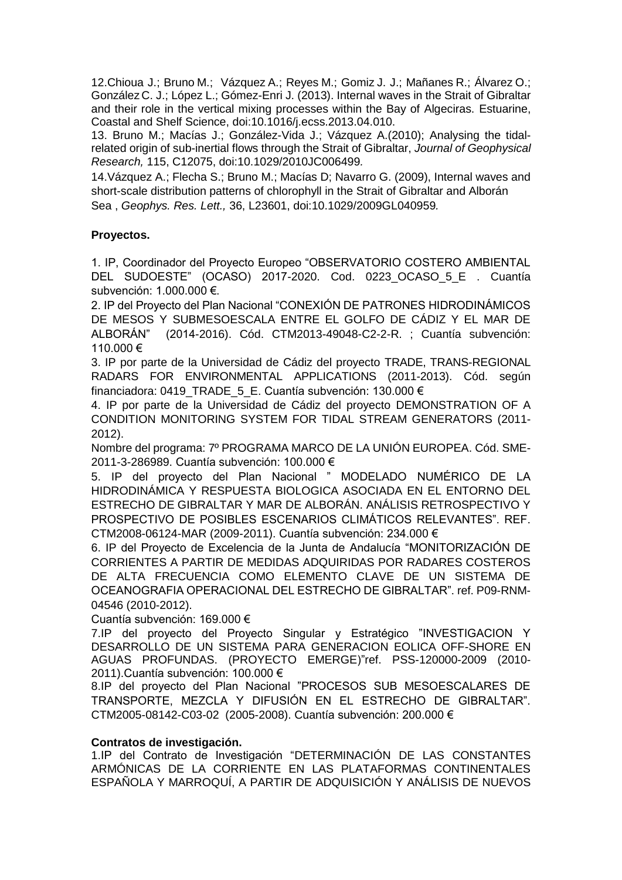12.Chioua J.; Bruno M.; Vázquez A.; Reyes M.; Gomiz J. J.; Mañanes R.; Álvarez O.; González C. J.; López L.; Gómez-Enri J. (2013). Internal waves in the Strait of Gibraltar and their role in the vertical mixing processes within the Bay of Algeciras. Estuarine, Coastal and Shelf Science, doi:10.1016/j.ecss.2013.04.010.

13. Bruno M.; Macías J.; González-Vida J.; Vázquez A.(2010); Analysing the tidal-related origin of sub-inertial flows through the Strait of Gibraltar, *Journal of Geophysical Research,* 115, C12075, doi:10.1029/2010JC006499*.*

14.Vázquez A.; Flecha S.; Bruno M.; Macías D; Navarro G. (2009), Internal waves and short-scale distribution patterns of chlorophyll in the Strait of Gibraltar and Alborán Sea , *Geophys. Res. Lett.,* 36, L23601, doi:10.1029/2009GL040959*.*

**Proyectos.**

1. IP, Coordinador del Proyecto Europeo "OBSERVATORIO COSTERO AMBIENTAL DEL SUDOESTE" (OCASO) 2017-2020. Cod. 0223_OCASO_5_E . Cuantía subvención: 1.000.000 €.

2. IP del Proyecto del Plan Nacional "CONEXIÓN DE PATRONES HIDRODINÁMICOS DE MESOS Y SUBMESOESCALA ENTRE EL GOLFO DE CÁDIZ Y EL MAR DE ALBORÁN" (2014-2016). Cód. CTM2013-49048-C2-2-R. ; Cuantía subvención: 110.000 €

3. IP por parte de la Universidad de Cádiz del proyecto TRADE, TRANS-REGIONAL RADARS FOR ENVIRONMENTAL APPLICATIONS (2011-2013). Cód. según financiadora: 0419_TRADE_5_E. Cuantía subvención: 130.000 €

4. IP por parte de la Universidad de Cádiz del proyecto DEMONSTRATION OF A CONDITION MONITORING SYSTEM FOR TIDAL STREAM GENERATORS (2011-2012).
Nombre del programa: 7º PROGRAMA MARCO DE LA UNIÓN EUROPEA. Cód. SME-2011-3-286989. Cuantía subvención: 100.000 €

5. IP del proyecto del Plan Nacional " MODELADO NUMÉRICO DE LA HIDRODINÁMICA Y RESPUESTA BIOLOGICA ASOCIADA EN EL ENTORNO DEL ESTRECHO DE GIBRALTAR Y MAR DE ALBORÁN. ANÁLISIS RETROSPECTIVO Y PROSPECTIVO DE POSIBLES ESCENARIOS CLIMÁTICOS RELEVANTES". REF. CTM2008-06124-MAR (2009-2011). Cuantía subvención: 234.000 €

6. IP del Proyecto de Excelencia de la Junta de Andalucía "MONITORIZACIÓN DE CORRIENTES A PARTIR DE MEDIDAS ADQUIRIDAS POR RADARES COSTEROS DE ALTA FRECUENCIA COMO ELEMENTO CLAVE DE UN SISTEMA DE OCEANOGRAFIA OPERACIONAL DEL ESTRECHO DE GIBRALTAR". ref. P09-RNM-04546 (2010-2012).
Cuantía subvención: 169.000 €

7.IP del proyecto del Proyecto Singular y Estratégico "INVESTIGACION Y DESARROLLO DE UN SISTEMA PARA GENERACION EOLICA OFF-SHORE EN AGUAS PROFUNDAS. (PROYECTO EMERGE)"ref. PSS-120000-2009 (2010-2011).Cuantía subvención: 100.000 €

8.IP del proyecto del Plan Nacional "PROCESOS SUB MESOESCALARES DE TRANSPORTE, MEZCLA Y DIFUSIÓN EN EL ESTRECHO DE GIBRALTAR". CTM2005-08142-C03-02 (2005-2008). Cuantía subvención: 200.000 €

**Contratos de investigación.**

1.IP del Contrato de Investigación "DETERMINACIÓN DE LAS CONSTANTES ARMÓNICAS DE LA CORRIENTE EN LAS PLATAFORMAS CONTINENTALES ESPAÑOLA Y MARROQUÍ, A PARTIR DE ADQUISICIÓN Y ANÁLISIS DE NUEVOS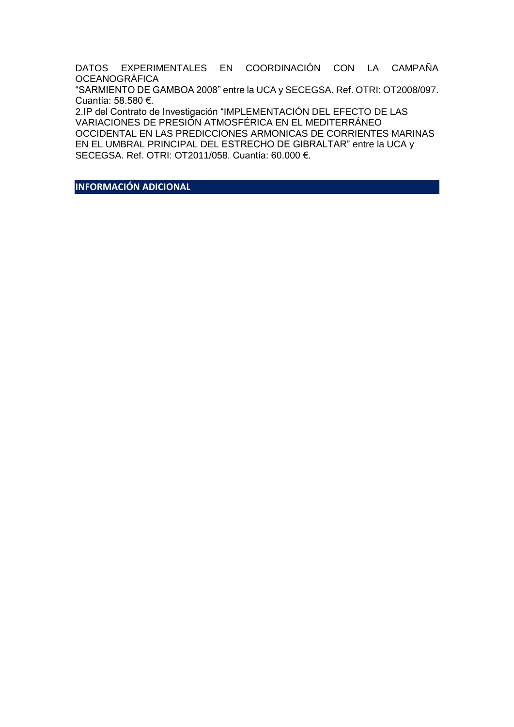DATOS EXPERIMENTALES EN COORDINACIÓN CON LA CAMPAÑA OCEANOGRÁFICA
"SARMIENTO DE GAMBOA 2008" entre la UCA y SECEGSA. Ref. OTRI: OT2008/097. Cuantía: 58.580 €.
2.IP del Contrato de Investigación "IMPLEMENTACIÓN DEL EFECTO DE LAS VARIACIONES DE PRESIÓN ATMOSFÉRICA EN EL MEDITERRÁNEO OCCIDENTAL EN LAS PREDICCIONES ARMONICAS DE CORRIENTES MARINAS EN EL UMBRAL PRINCIPAL DEL ESTRECHO DE GIBRALTAR" entre la UCA y SECEGSA. Ref. OTRI: OT2011/058. Cuantía: 60.000 €.

## INFORMACIÓN ADICIONAL